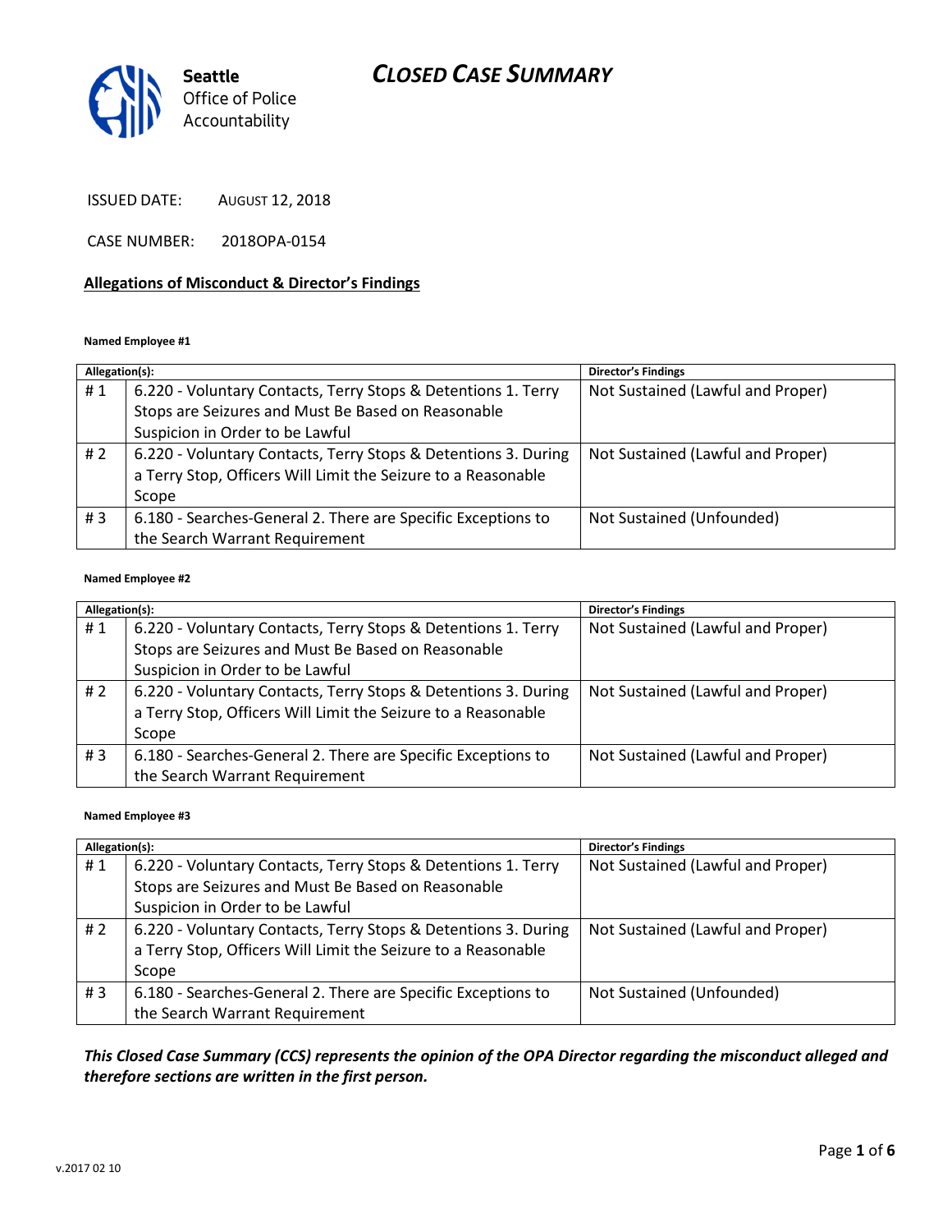# CLOSED CASE SUMMARY

Seattle Office of Police Accountability

ISSUED DATE: AUGUST 12, 2018

CASE NUMBER: 2018OPA-0154

## Allegations of Misconduct & Director's Findings

**Named Employee #1**

| Allegation(s): | | Director's Findings |
|---|---|---|
| # 1 | 6.220 - Voluntary Contacts, Terry Stops & Detentions 1. Terry Stops are Seizures and Must Be Based on Reasonable Suspicion in Order to be Lawful | Not Sustained (Lawful and Proper) |
| # 2 | 6.220 - Voluntary Contacts, Terry Stops & Detentions 3. During a Terry Stop, Officers Will Limit the Seizure to a Reasonable Scope | Not Sustained (Lawful and Proper) |
| # 3 | 6.180 - Searches-General 2. There are Specific Exceptions to the Search Warrant Requirement | Not Sustained (Unfounded) |

**Named Employee #2**

| Allegation(s): | | Director's Findings |
|---|---|---|
| # 1 | 6.220 - Voluntary Contacts, Terry Stops & Detentions 1. Terry Stops are Seizures and Must Be Based on Reasonable Suspicion in Order to be Lawful | Not Sustained (Lawful and Proper) |
| # 2 | 6.220 - Voluntary Contacts, Terry Stops & Detentions 3. During a Terry Stop, Officers Will Limit the Seizure to a Reasonable Scope | Not Sustained (Lawful and Proper) |
| # 3 | 6.180 - Searches-General 2. There are Specific Exceptions to the Search Warrant Requirement | Not Sustained (Lawful and Proper) |

**Named Employee #3**

| Allegation(s): | | Director's Findings |
|---|---|---|
| # 1 | 6.220 - Voluntary Contacts, Terry Stops & Detentions 1. Terry Stops are Seizures and Must Be Based on Reasonable Suspicion in Order to be Lawful | Not Sustained (Lawful and Proper) |
| # 2 | 6.220 - Voluntary Contacts, Terry Stops & Detentions 3. During a Terry Stop, Officers Will Limit the Seizure to a Reasonable Scope | Not Sustained (Lawful and Proper) |
| # 3 | 6.180 - Searches-General 2. There are Specific Exceptions to the Search Warrant Requirement | Not Sustained (Unfounded) |

***This Closed Case Summary (CCS) represents the opinion of the OPA Director regarding the misconduct alleged and therefore sections are written in the first person.***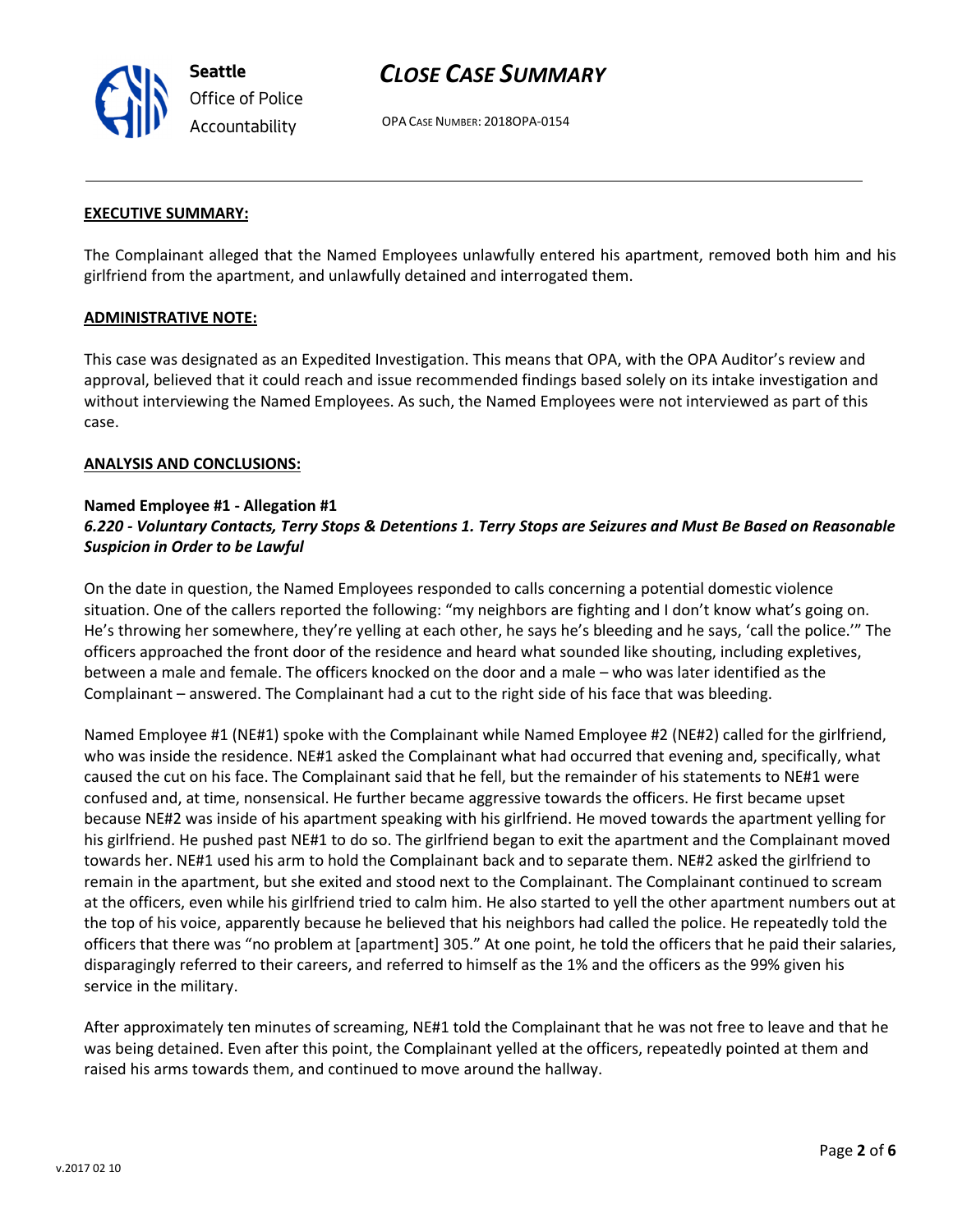## EXECUTIVE SUMMARY:

The Complainant alleged that the Named Employees unlawfully entered his apartment, removed both him and his girlfriend from the apartment, and unlawfully detained and interrogated them.

## ADMINISTRATIVE NOTE:

This case was designated as an Expedited Investigation. This means that OPA, with the OPA Auditor's review and approval, believed that it could reach and issue recommended findings based solely on its intake investigation and without interviewing the Named Employees. As such, the Named Employees were not interviewed as part of this case.

## ANALYSIS AND CONCLUSIONS:

### Named Employee #1 - Allegation #1
***6.220 - Voluntary Contacts, Terry Stops & Detentions 1. Terry Stops are Seizures and Must Be Based on Reasonable Suspicion in Order to be Lawful***

On the date in question, the Named Employees responded to calls concerning a potential domestic violence situation. One of the callers reported the following: "my neighbors are fighting and I don't know what's going on. He's throwing her somewhere, they're yelling at each other, he says he's bleeding and he says, 'call the police.'" The officers approached the front door of the residence and heard what sounded like shouting, including expletives, between a male and female. The officers knocked on the door and a male – who was later identified as the Complainant – answered. The Complainant had a cut to the right side of his face that was bleeding.

Named Employee #1 (NE#1) spoke with the Complainant while Named Employee #2 (NE#2) called for the girlfriend, who was inside the residence. NE#1 asked the Complainant what had occurred that evening and, specifically, what caused the cut on his face. The Complainant said that he fell, but the remainder of his statements to NE#1 were confused and, at time, nonsensical. He further became aggressive towards the officers. He first became upset because NE#2 was inside of his apartment speaking with his girlfriend. He moved towards the apartment yelling for his girlfriend. He pushed past NE#1 to do so. The girlfriend began to exit the apartment and the Complainant moved towards her. NE#1 used his arm to hold the Complainant back and to separate them. NE#2 asked the girlfriend to remain in the apartment, but she exited and stood next to the Complainant. The Complainant continued to scream at the officers, even while his girlfriend tried to calm him. He also started to yell the other apartment numbers out at the top of his voice, apparently because he believed that his neighbors had called the police. He repeatedly told the officers that there was "no problem at [apartment] 305." At one point, he told the officers that he paid their salaries, disparagingly referred to their careers, and referred to himself as the 1% and the officers as the 99% given his service in the military.

After approximately ten minutes of screaming, NE#1 told the Complainant that he was not free to leave and that he was being detained. Even after this point, the Complainant yelled at the officers, repeatedly pointed at them and raised his arms towards them, and continued to move around the hallway.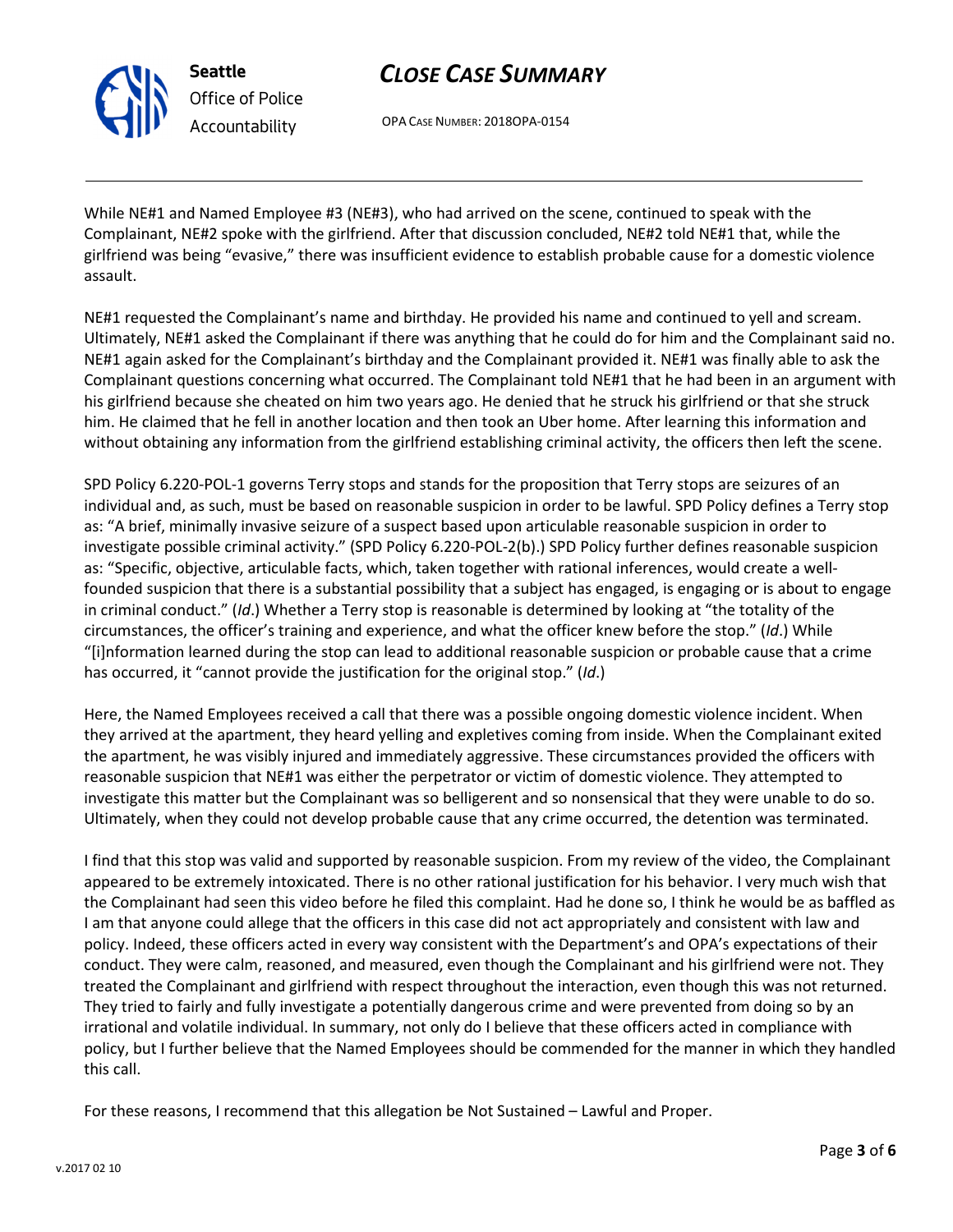While NE#1 and Named Employee #3 (NE#3), who had arrived on the scene, continued to speak with the Complainant, NE#2 spoke with the girlfriend. After that discussion concluded, NE#2 told NE#1 that, while the girlfriend was being "evasive," there was insufficient evidence to establish probable cause for a domestic violence assault.

NE#1 requested the Complainant's name and birthday. He provided his name and continued to yell and scream. Ultimately, NE#1 asked the Complainant if there was anything that he could do for him and the Complainant said no. NE#1 again asked for the Complainant's birthday and the Complainant provided it. NE#1 was finally able to ask the Complainant questions concerning what occurred. The Complainant told NE#1 that he had been in an argument with his girlfriend because she cheated on him two years ago. He denied that he struck his girlfriend or that she struck him. He claimed that he fell in another location and then took an Uber home. After learning this information and without obtaining any information from the girlfriend establishing criminal activity, the officers then left the scene.

SPD Policy 6.220-POL-1 governs Terry stops and stands for the proposition that Terry stops are seizures of an individual and, as such, must be based on reasonable suspicion in order to be lawful. SPD Policy defines a Terry stop as: "A brief, minimally invasive seizure of a suspect based upon articulable reasonable suspicion in order to investigate possible criminal activity." (SPD Policy 6.220-POL-2(b).) SPD Policy further defines reasonable suspicion as: "Specific, objective, articulable facts, which, taken together with rational inferences, would create a well-founded suspicion that there is a substantial possibility that a subject has engaged, is engaging or is about to engage in criminal conduct." (*Id*.) Whether a Terry stop is reasonable is determined by looking at "the totality of the circumstances, the officer's training and experience, and what the officer knew before the stop." (*Id*.) While "[i]nformation learned during the stop can lead to additional reasonable suspicion or probable cause that a crime has occurred, it "cannot provide the justification for the original stop." (*Id*.)

Here, the Named Employees received a call that there was a possible ongoing domestic violence incident. When they arrived at the apartment, they heard yelling and expletives coming from inside. When the Complainant exited the apartment, he was visibly injured and immediately aggressive. These circumstances provided the officers with reasonable suspicion that NE#1 was either the perpetrator or victim of domestic violence. They attempted to investigate this matter but the Complainant was so belligerent and so nonsensical that they were unable to do so. Ultimately, when they could not develop probable cause that any crime occurred, the detention was terminated.

I find that this stop was valid and supported by reasonable suspicion. From my review of the video, the Complainant appeared to be extremely intoxicated. There is no other rational justification for his behavior. I very much wish that the Complainant had seen this video before he filed this complaint. Had he done so, I think he would be as baffled as I am that anyone could allege that the officers in this case did not act appropriately and consistent with law and policy. Indeed, these officers acted in every way consistent with the Department's and OPA's expectations of their conduct. They were calm, reasoned, and measured, even though the Complainant and his girlfriend were not. They treated the Complainant and girlfriend with respect throughout the interaction, even though this was not returned. They tried to fairly and fully investigate a potentially dangerous crime and were prevented from doing so by an irrational and volatile individual. In summary, not only do I believe that these officers acted in compliance with policy, but I further believe that the Named Employees should be commended for the manner in which they handled this call.

For these reasons, I recommend that this allegation be Not Sustained – Lawful and Proper.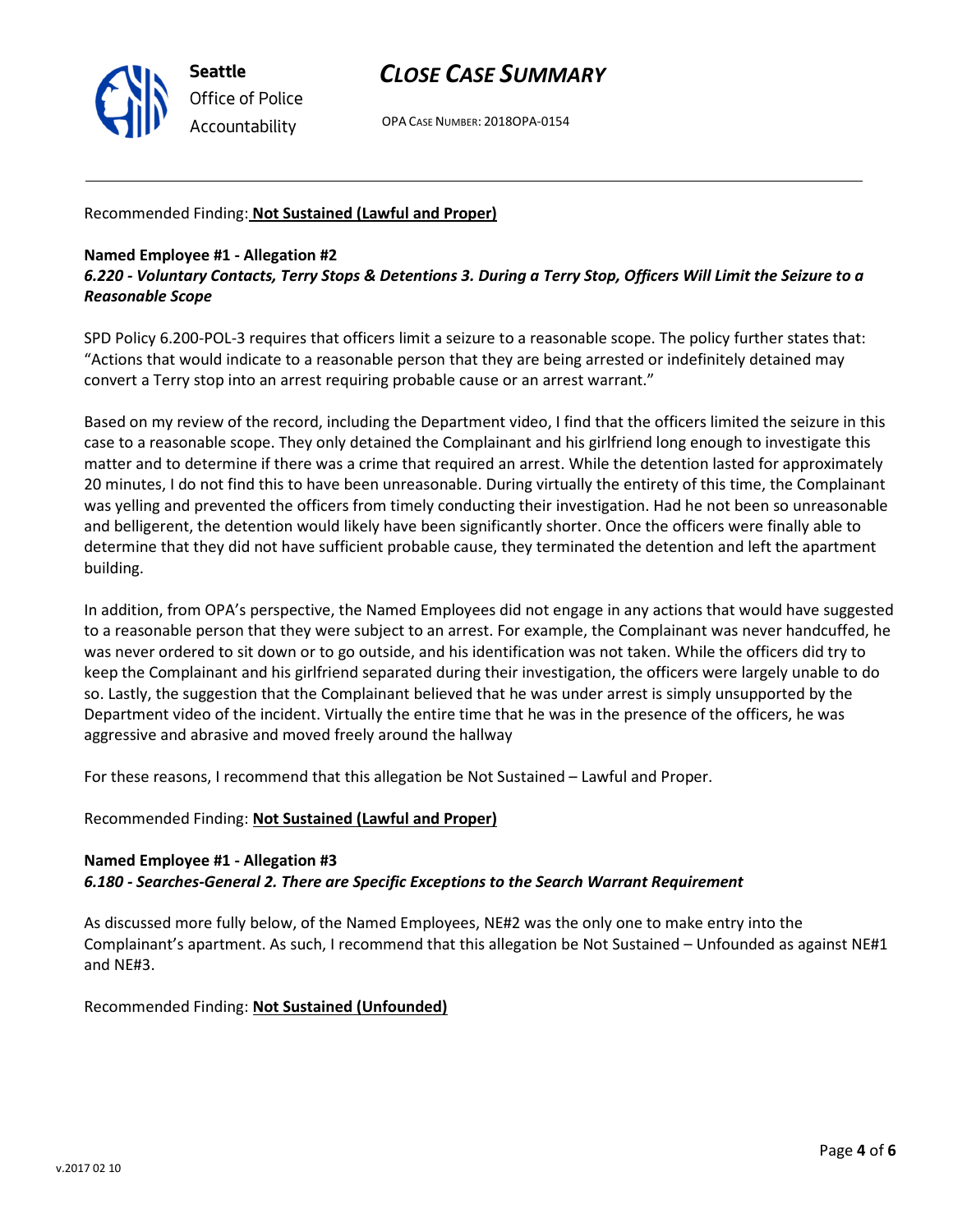Recommended Finding: **Not Sustained (Lawful and Proper)**

**Named Employee #1 - Allegation #2**
***6.220 - Voluntary Contacts, Terry Stops & Detentions 3. During a Terry Stop, Officers Will Limit the Seizure to a Reasonable Scope***

SPD Policy 6.200-POL-3 requires that officers limit a seizure to a reasonable scope. The policy further states that: "Actions that would indicate to a reasonable person that they are being arrested or indefinitely detained may convert a Terry stop into an arrest requiring probable cause or an arrest warrant."

Based on my review of the record, including the Department video, I find that the officers limited the seizure in this case to a reasonable scope. They only detained the Complainant and his girlfriend long enough to investigate this matter and to determine if there was a crime that required an arrest. While the detention lasted for approximately 20 minutes, I do not find this to have been unreasonable. During virtually the entirety of this time, the Complainant was yelling and prevented the officers from timely conducting their investigation. Had he not been so unreasonable and belligerent, the detention would likely have been significantly shorter. Once the officers were finally able to determine that they did not have sufficient probable cause, they terminated the detention and left the apartment building.

In addition, from OPA's perspective, the Named Employees did not engage in any actions that would have suggested to a reasonable person that they were subject to an arrest. For example, the Complainant was never handcuffed, he was never ordered to sit down or to go outside, and his identification was not taken. While the officers did try to keep the Complainant and his girlfriend separated during their investigation, the officers were largely unable to do so. Lastly, the suggestion that the Complainant believed that he was under arrest is simply unsupported by the Department video of the incident. Virtually the entire time that he was in the presence of the officers, he was aggressive and abrasive and moved freely around the hallway

For these reasons, I recommend that this allegation be Not Sustained – Lawful and Proper.

Recommended Finding: **Not Sustained (Lawful and Proper)**

**Named Employee #1 - Allegation #3**
***6.180 - Searches-General 2. There are Specific Exceptions to the Search Warrant Requirement***

As discussed more fully below, of the Named Employees, NE#2 was the only one to make entry into the Complainant's apartment. As such, I recommend that this allegation be Not Sustained – Unfounded as against NE#1 and NE#3.

Recommended Finding: **Not Sustained (Unfounded)**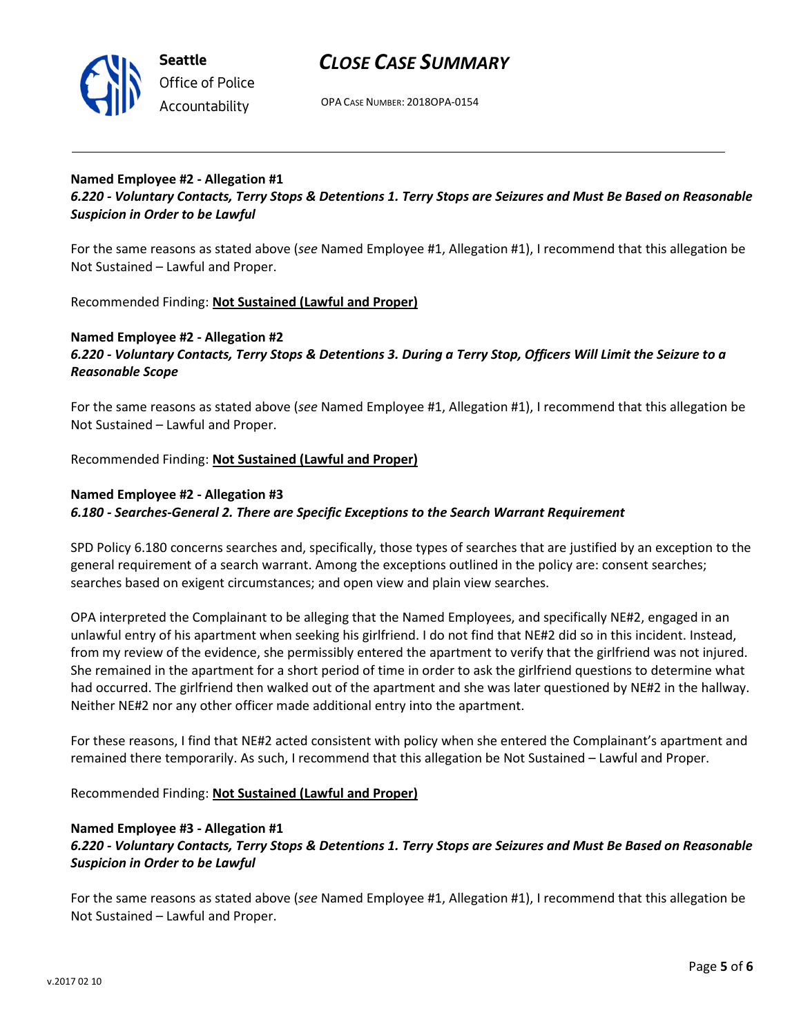**Named Employee #2 - Allegation #1**
***6.220 - Voluntary Contacts, Terry Stops & Detentions 1. Terry Stops are Seizures and Must Be Based on Reasonable Suspicion in Order to be Lawful***

For the same reasons as stated above (*see* Named Employee #1, Allegation #1), I recommend that this allegation be Not Sustained – Lawful and Proper.

Recommended Finding: **Not Sustained (Lawful and Proper)**

**Named Employee #2 - Allegation #2**
***6.220 - Voluntary Contacts, Terry Stops & Detentions 3. During a Terry Stop, Officers Will Limit the Seizure to a Reasonable Scope***

For the same reasons as stated above (*see* Named Employee #1, Allegation #1), I recommend that this allegation be Not Sustained – Lawful and Proper.

Recommended Finding: **Not Sustained (Lawful and Proper)**

**Named Employee #2 - Allegation #3**
***6.180 - Searches-General 2. There are Specific Exceptions to the Search Warrant Requirement***

SPD Policy 6.180 concerns searches and, specifically, those types of searches that are justified by an exception to the general requirement of a search warrant. Among the exceptions outlined in the policy are: consent searches; searches based on exigent circumstances; and open view and plain view searches.

OPA interpreted the Complainant to be alleging that the Named Employees, and specifically NE#2, engaged in an unlawful entry of his apartment when seeking his girlfriend. I do not find that NE#2 did so in this incident. Instead, from my review of the evidence, she permissibly entered the apartment to verify that the girlfriend was not injured. She remained in the apartment for a short period of time in order to ask the girlfriend questions to determine what had occurred. The girlfriend then walked out of the apartment and she was later questioned by NE#2 in the hallway. Neither NE#2 nor any other officer made additional entry into the apartment.

For these reasons, I find that NE#2 acted consistent with policy when she entered the Complainant's apartment and remained there temporarily. As such, I recommend that this allegation be Not Sustained – Lawful and Proper.

Recommended Finding: **Not Sustained (Lawful and Proper)**

**Named Employee #3 - Allegation #1**
***6.220 - Voluntary Contacts, Terry Stops & Detentions 1. Terry Stops are Seizures and Must Be Based on Reasonable Suspicion in Order to be Lawful***

For the same reasons as stated above (*see* Named Employee #1, Allegation #1), I recommend that this allegation be Not Sustained – Lawful and Proper.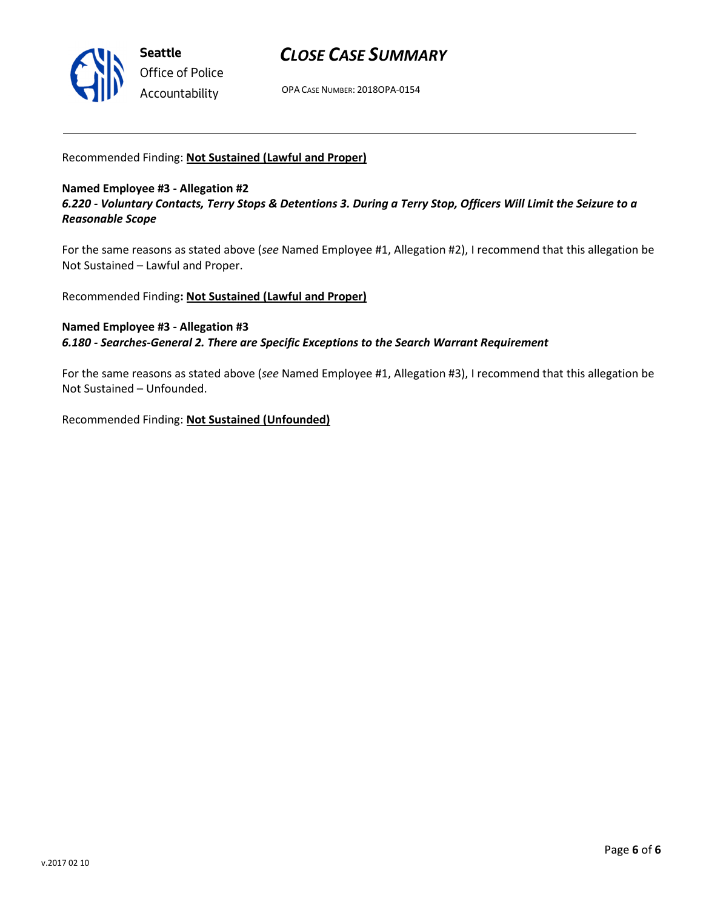Recommended Finding: **Not Sustained (Lawful and Proper)**

**Named Employee #3 - Allegation #2**
***6.220 - Voluntary Contacts, Terry Stops & Detentions 3. During a Terry Stop, Officers Will Limit the Seizure to a Reasonable Scope***

For the same reasons as stated above (*see* Named Employee #1, Allegation #2), I recommend that this allegation be Not Sustained – Lawful and Proper.

Recommended Finding**: Not Sustained (Lawful and Proper)**

**Named Employee #3 - Allegation #3**
***6.180 - Searches-General 2. There are Specific Exceptions to the Search Warrant Requirement***

For the same reasons as stated above (*see* Named Employee #1, Allegation #3), I recommend that this allegation be Not Sustained – Unfounded.

Recommended Finding: **Not Sustained (Unfounded)**